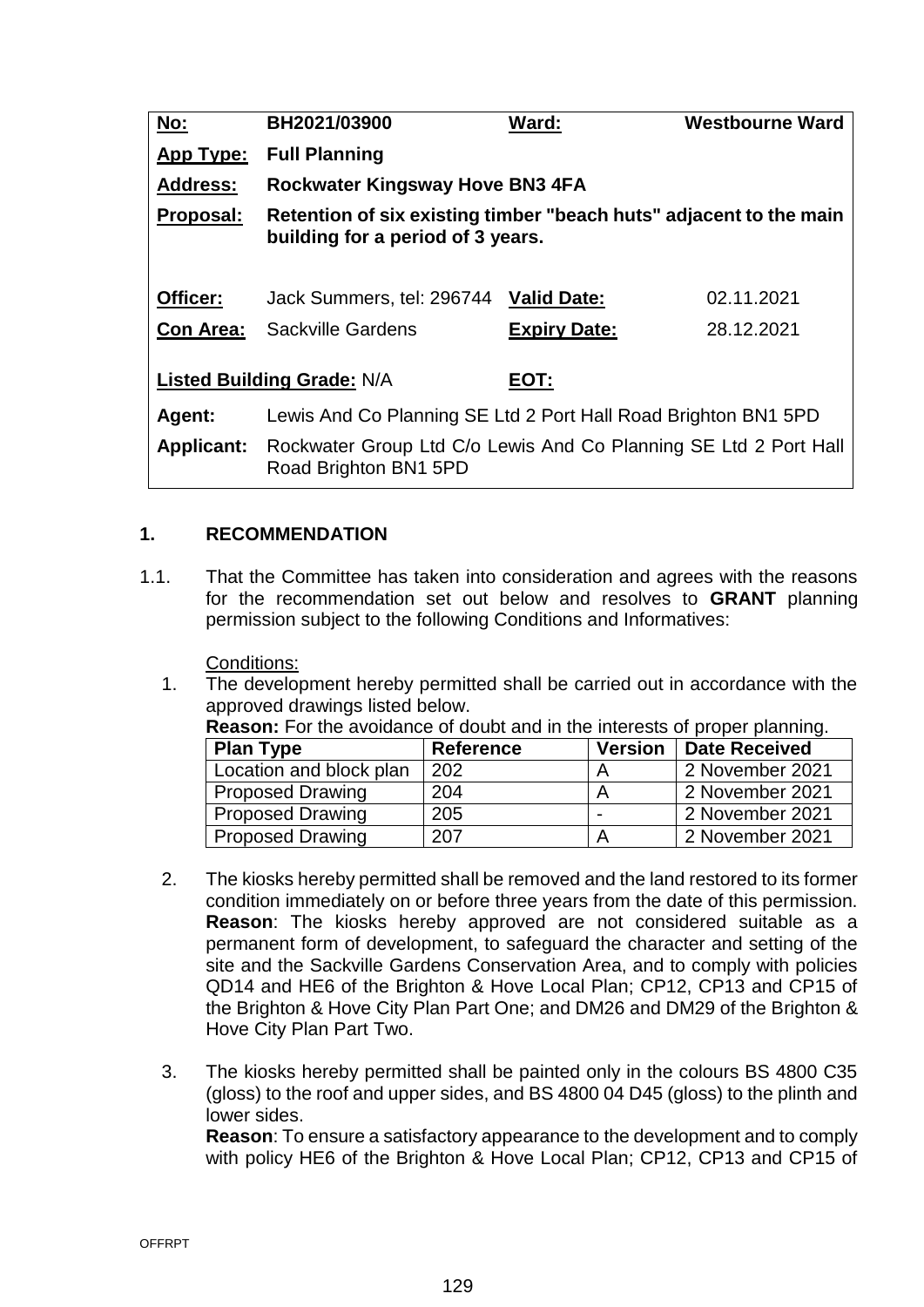| No: | BH2021/03900 | Ward: | Westbourne Ward |
|---|---|---|---|
| App Type: | Full Planning | | |
| Address: | Rockwater Kingsway Hove BN3 4FA | | |
| Proposal: | Retention of six existing timber "beach huts" adjacent to the main building for a period of 3 years. | | |
| Officer: | Jack Summers, tel: 296744 | Valid Date: | 02.11.2021 |
| Con Area: | Sackville Gardens | Expiry Date: | 28.12.2021 |
| Listed Building Grade: N/A | | EOT: | |
| Agent: | Lewis And Co Planning SE Ltd 2 Port Hall Road Brighton BN1 5PD | | |
| Applicant: | Rockwater Group Ltd C/o Lewis And Co Planning SE Ltd 2 Port Hall Road Brighton BN1 5PD | | |

## 1. RECOMMENDATION

1.1. That the Committee has taken into consideration and agrees with the reasons for the recommendation set out below and resolves to **GRANT** planning permission subject to the following Conditions and Informatives:

Conditions:

1. The development hereby permitted shall be carried out in accordance with the approved drawings listed below.
**Reason:** For the avoidance of doubt and in the interests of proper planning.

| Plan Type | Reference | Version | Date Received |
|---|---|---|---|
| Location and block plan | 202 | A | 2 November 2021 |
| Proposed Drawing | 204 | A | 2 November 2021 |
| Proposed Drawing | 205 | - | 2 November 2021 |
| Proposed Drawing | 207 | A | 2 November 2021 |

2. The kiosks hereby permitted shall be removed and the land restored to its former condition immediately on or before three years from the date of this permission.
**Reason**: The kiosks hereby approved are not considered suitable as a permanent form of development, to safeguard the character and setting of the site and the Sackville Gardens Conservation Area, and to comply with policies QD14 and HE6 of the Brighton & Hove Local Plan; CP12, CP13 and CP15 of the Brighton & Hove City Plan Part One; and DM26 and DM29 of the Brighton & Hove City Plan Part Two.

3. The kiosks hereby permitted shall be painted only in the colours BS 4800 C35 (gloss) to the roof and upper sides, and BS 4800 04 D45 (gloss) to the plinth and lower sides.
**Reason**: To ensure a satisfactory appearance to the development and to comply with policy HE6 of the Brighton & Hove Local Plan; CP12, CP13 and CP15 of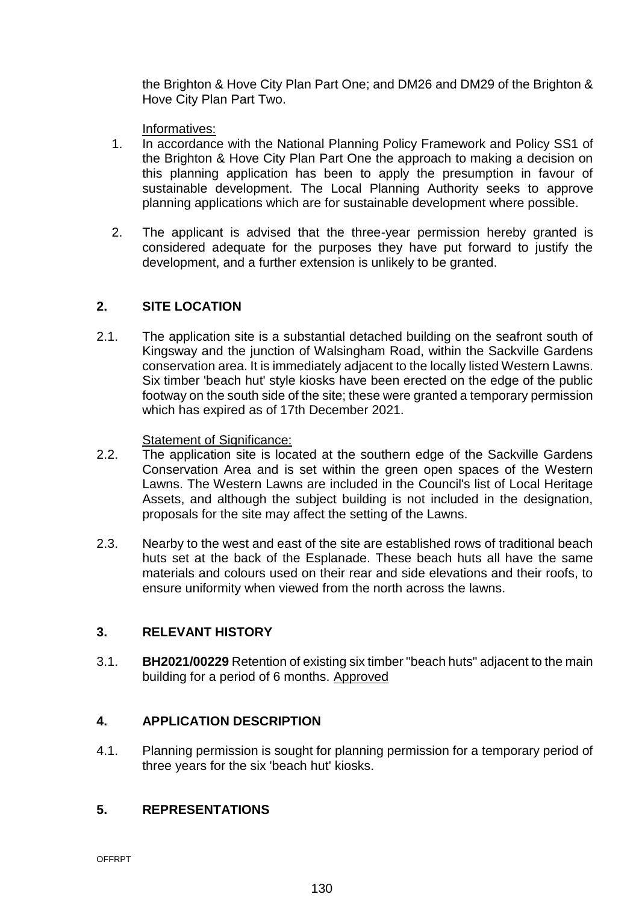the Brighton & Hove City Plan Part One; and DM26 and DM29 of the Brighton & Hove City Plan Part Two.

Informatives:

1. In accordance with the National Planning Policy Framework and Policy SS1 of the Brighton & Hove City Plan Part One the approach to making a decision on this planning application has been to apply the presumption in favour of sustainable development. The Local Planning Authority seeks to approve planning applications which are for sustainable development where possible.

2. The applicant is advised that the three-year permission hereby granted is considered adequate for the purposes they have put forward to justify the development, and a further extension is unlikely to be granted.

## 2. SITE LOCATION

2.1. The application site is a substantial detached building on the seafront south of Kingsway and the junction of Walsingham Road, within the Sackville Gardens conservation area. It is immediately adjacent to the locally listed Western Lawns. Six timber 'beach hut' style kiosks have been erected on the edge of the public footway on the south side of the site; these were granted a temporary permission which has expired as of 17th December 2021.

Statement of Significance:

2.2. The application site is located at the southern edge of the Sackville Gardens Conservation Area and is set within the green open spaces of the Western Lawns. The Western Lawns are included in the Council's list of Local Heritage Assets, and although the subject building is not included in the designation, proposals for the site may affect the setting of the Lawns.

2.3. Nearby to the west and east of the site are established rows of traditional beach huts set at the back of the Esplanade. These beach huts all have the same materials and colours used on their rear and side elevations and their roofs, to ensure uniformity when viewed from the north across the lawns.

## 3. RELEVANT HISTORY

3.1. **BH2021/00229** Retention of existing six timber "beach huts" adjacent to the main building for a period of 6 months. Approved

## 4. APPLICATION DESCRIPTION

4.1. Planning permission is sought for planning permission for a temporary period of three years for the six 'beach hut' kiosks.

## 5. REPRESENTATIONS

OFFRPT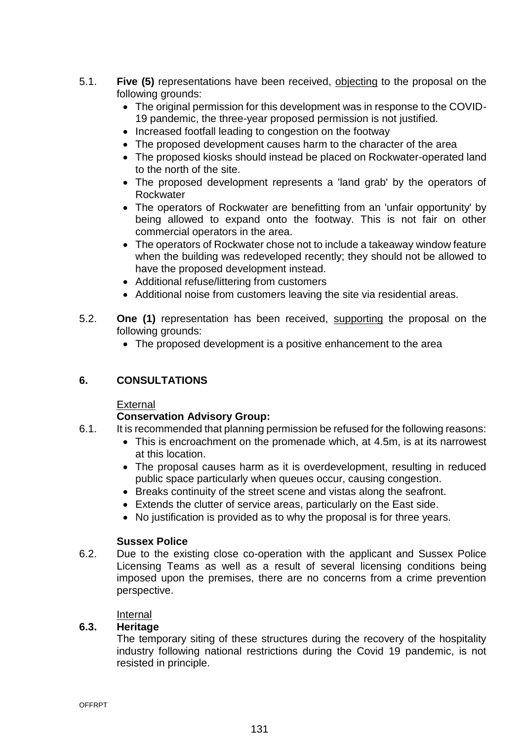5.1. **Five (5)** representations have been received, <u>objecting</u> to the proposal on the following grounds:

- The original permission for this development was in response to the COVID-19 pandemic, the three-year proposed permission is not justified.
- Increased footfall leading to congestion on the footway
- The proposed development causes harm to the character of the area
- The proposed kiosks should instead be placed on Rockwater-operated land to the north of the site.
- The proposed development represents a 'land grab' by the operators of Rockwater
- The operators of Rockwater are benefitting from an 'unfair opportunity' by being allowed to expand onto the footway. This is not fair on other commercial operators in the area.
- The operators of Rockwater chose not to include a takeaway window feature when the building was redeveloped recently; they should not be allowed to have the proposed development instead.
- Additional refuse/littering from customers
- Additional noise from customers leaving the site via residential areas.

5.2. **One (1)** representation has been received, <u>supporting</u> the proposal on the following grounds:

- The proposed development is a positive enhancement to the area

## 6. CONSULTATIONS

<u>External</u>

**Conservation Advisory Group:**

6.1. It is recommended that planning permission be refused for the following reasons:

- This is encroachment on the promenade which, at 4.5m, is at its narrowest at this location.
- The proposal causes harm as it is overdevelopment, resulting in reduced public space particularly when queues occur, causing congestion.
- Breaks continuity of the street scene and vistas along the seafront.
- Extends the clutter of service areas, particularly on the East side.
- No justification is provided as to why the proposal is for three years.

**Sussex Police**

6.2. Due to the existing close co-operation with the applicant and Sussex Police Licensing Teams as well as a result of several licensing conditions being imposed upon the premises, there are no concerns from a crime prevention perspective.

<u>Internal</u>

**6.3. Heritage**

The temporary siting of these structures during the recovery of the hospitality industry following national restrictions during the Covid 19 pandemic, is not resisted in principle.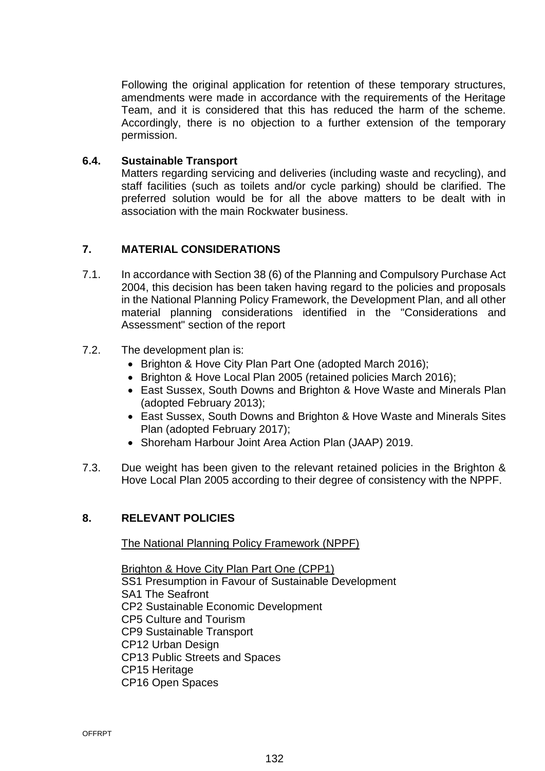Following the original application for retention of these temporary structures, amendments were made in accordance with the requirements of the Heritage Team, and it is considered that this has reduced the harm of the scheme. Accordingly, there is no objection to a further extension of the temporary permission.

**6.4. Sustainable Transport**

Matters regarding servicing and deliveries (including waste and recycling), and staff facilities (such as toilets and/or cycle parking) should be clarified. The preferred solution would be for all the above matters to be dealt with in association with the main Rockwater business.

## 7. MATERIAL CONSIDERATIONS

7.1. In accordance with Section 38 (6) of the Planning and Compulsory Purchase Act 2004, this decision has been taken having regard to the policies and proposals in the National Planning Policy Framework, the Development Plan, and all other material planning considerations identified in the "Considerations and Assessment" section of the report

7.2. The development plan is:

- Brighton & Hove City Plan Part One (adopted March 2016);
- Brighton & Hove Local Plan 2005 (retained policies March 2016);
- East Sussex, South Downs and Brighton & Hove Waste and Minerals Plan (adopted February 2013);
- East Sussex, South Downs and Brighton & Hove Waste and Minerals Sites Plan (adopted February 2017);
- Shoreham Harbour Joint Area Action Plan (JAAP) 2019.

7.3. Due weight has been given to the relevant retained policies in the Brighton & Hove Local Plan 2005 according to their degree of consistency with the NPPF.

## 8. RELEVANT POLICIES

The National Planning Policy Framework (NPPF)

Brighton & Hove City Plan Part One (CPP1)
SS1 Presumption in Favour of Sustainable Development
SA1 The Seafront
CP2 Sustainable Economic Development
CP5 Culture and Tourism
CP9 Sustainable Transport
CP12 Urban Design
CP13 Public Streets and Spaces
CP15 Heritage
CP16 Open Spaces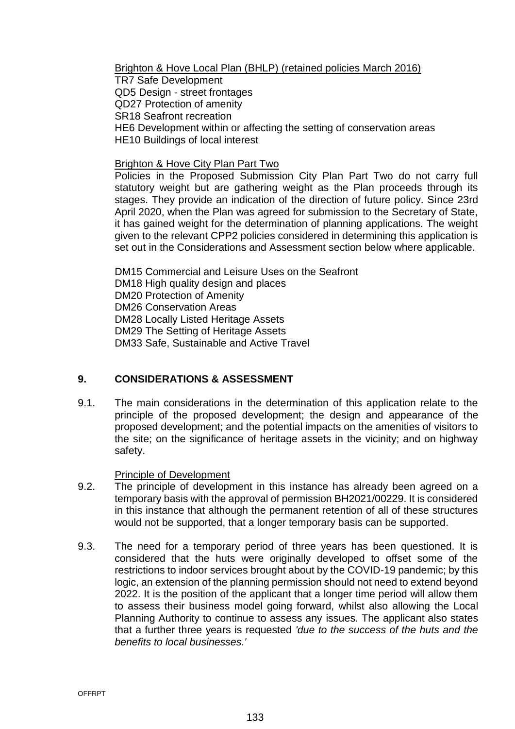Brighton & Hove Local Plan (BHLP) (retained policies March 2016)

TR7 Safe Development
QD5 Design - street frontages
QD27 Protection of amenity
SR18 Seafront recreation
HE6 Development within or affecting the setting of conservation areas
HE10 Buildings of local interest

Brighton & Hove City Plan Part Two

Policies in the Proposed Submission City Plan Part Two do not carry full statutory weight but are gathering weight as the Plan proceeds through its stages. They provide an indication of the direction of future policy. Since 23rd April 2020, when the Plan was agreed for submission to the Secretary of State, it has gained weight for the determination of planning applications. The weight given to the relevant CPP2 policies considered in determining this application is set out in the Considerations and Assessment section below where applicable.

DM15 Commercial and Leisure Uses on the Seafront
DM18 High quality design and places
DM20 Protection of Amenity
DM26 Conservation Areas
DM28 Locally Listed Heritage Assets
DM29 The Setting of Heritage Assets
DM33 Safe, Sustainable and Active Travel

## 9. CONSIDERATIONS & ASSESSMENT

9.1. The main considerations in the determination of this application relate to the principle of the proposed development; the design and appearance of the proposed development; and the potential impacts on the amenities of visitors to the site; on the significance of heritage assets in the vicinity; and on highway safety.

Principle of Development

9.2. The principle of development in this instance has already been agreed on a temporary basis with the approval of permission BH2021/00229. It is considered in this instance that although the permanent retention of all of these structures would not be supported, that a longer temporary basis can be supported.

9.3. The need for a temporary period of three years has been questioned. It is considered that the huts were originally developed to offset some of the restrictions to indoor services brought about by the COVID-19 pandemic; by this logic, an extension of the planning permission should not need to extend beyond 2022. It is the position of the applicant that a longer time period will allow them to assess their business model going forward, whilst also allowing the Local Planning Authority to continue to assess any issues. The applicant also states that a further three years is requested *'due to the success of the huts and the benefits to local businesses.'*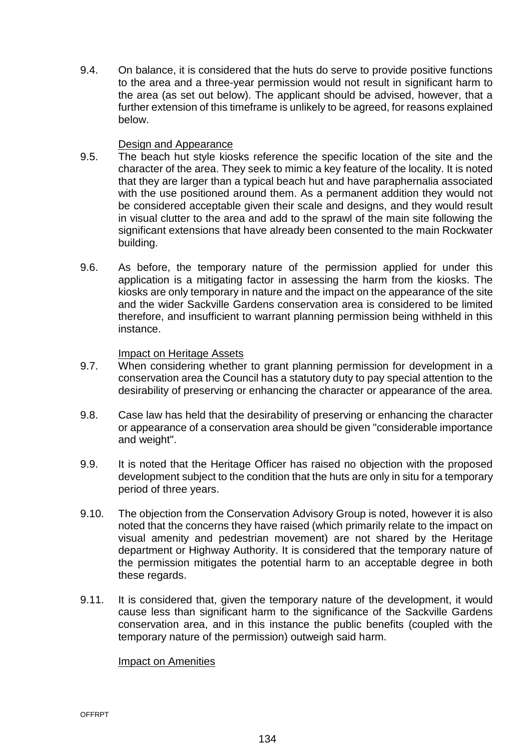9.4. On balance, it is considered that the huts do serve to provide positive functions to the area and a three-year permission would not result in significant harm to the area (as set out below). The applicant should be advised, however, that a further extension of this timeframe is unlikely to be agreed, for reasons explained below.

Design and Appearance

9.5. The beach hut style kiosks reference the specific location of the site and the character of the area. They seek to mimic a key feature of the locality. It is noted that they are larger than a typical beach hut and have paraphernalia associated with the use positioned around them. As a permanent addition they would not be considered acceptable given their scale and designs, and they would result in visual clutter to the area and add to the sprawl of the main site following the significant extensions that have already been consented to the main Rockwater building.

9.6. As before, the temporary nature of the permission applied for under this application is a mitigating factor in assessing the harm from the kiosks. The kiosks are only temporary in nature and the impact on the appearance of the site and the wider Sackville Gardens conservation area is considered to be limited therefore, and insufficient to warrant planning permission being withheld in this instance.

Impact on Heritage Assets

9.7. When considering whether to grant planning permission for development in a conservation area the Council has a statutory duty to pay special attention to the desirability of preserving or enhancing the character or appearance of the area.

9.8. Case law has held that the desirability of preserving or enhancing the character or appearance of a conservation area should be given "considerable importance and weight".

9.9. It is noted that the Heritage Officer has raised no objection with the proposed development subject to the condition that the huts are only in situ for a temporary period of three years.

9.10. The objection from the Conservation Advisory Group is noted, however it is also noted that the concerns they have raised (which primarily relate to the impact on visual amenity and pedestrian movement) are not shared by the Heritage department or Highway Authority. It is considered that the temporary nature of the permission mitigates the potential harm to an acceptable degree in both these regards.

9.11. It is considered that, given the temporary nature of the development, it would cause less than significant harm to the significance of the Sackville Gardens conservation area, and in this instance the public benefits (coupled with the temporary nature of the permission) outweigh said harm.

Impact on Amenities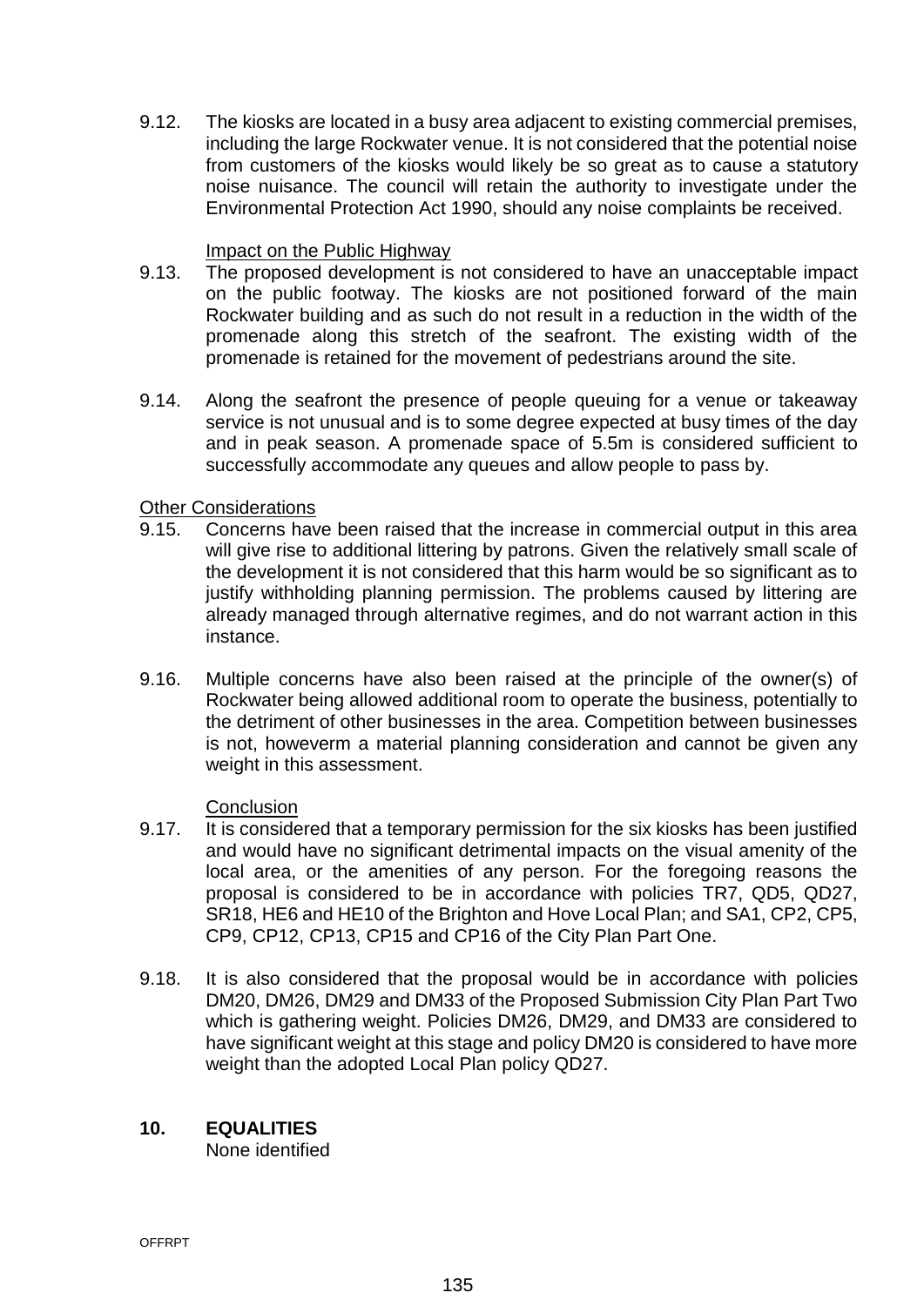9.12. The kiosks are located in a busy area adjacent to existing commercial premises, including the large Rockwater venue. It is not considered that the potential noise from customers of the kiosks would likely be so great as to cause a statutory noise nuisance. The council will retain the authority to investigate under the Environmental Protection Act 1990, should any noise complaints be received.

Impact on the Public Highway

9.13. The proposed development is not considered to have an unacceptable impact on the public footway. The kiosks are not positioned forward of the main Rockwater building and as such do not result in a reduction in the width of the promenade along this stretch of the seafront. The existing width of the promenade is retained for the movement of pedestrians around the site.

9.14. Along the seafront the presence of people queuing for a venue or takeaway service is not unusual and is to some degree expected at busy times of the day and in peak season. A promenade space of 5.5m is considered sufficient to successfully accommodate any queues and allow people to pass by.

Other Considerations

9.15. Concerns have been raised that the increase in commercial output in this area will give rise to additional littering by patrons. Given the relatively small scale of the development it is not considered that this harm would be so significant as to justify withholding planning permission. The problems caused by littering are already managed through alternative regimes, and do not warrant action in this instance.

9.16. Multiple concerns have also been raised at the principle of the owner(s) of Rockwater being allowed additional room to operate the business, potentially to the detriment of other businesses in the area. Competition between businesses is not, howeverm a material planning consideration and cannot be given any weight in this assessment.

Conclusion

9.17. It is considered that a temporary permission for the six kiosks has been justified and would have no significant detrimental impacts on the visual amenity of the local area, or the amenities of any person. For the foregoing reasons the proposal is considered to be in accordance with policies TR7, QD5, QD27, SR18, HE6 and HE10 of the Brighton and Hove Local Plan; and SA1, CP2, CP5, CP9, CP12, CP13, CP15 and CP16 of the City Plan Part One.

9.18. It is also considered that the proposal would be in accordance with policies DM20, DM26, DM29 and DM33 of the Proposed Submission City Plan Part Two which is gathering weight. Policies DM26, DM29, and DM33 are considered to have significant weight at this stage and policy DM20 is considered to have more weight than the adopted Local Plan policy QD27.

## 10. EQUALITIES

None identified

OFFRPT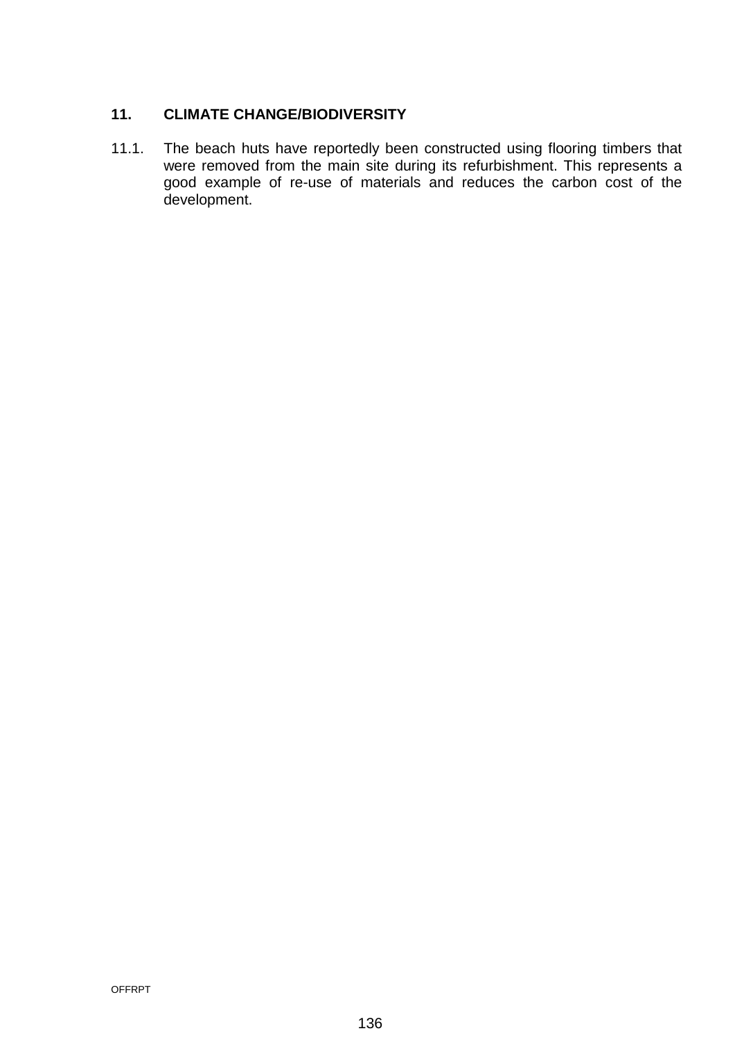## 11. CLIMATE CHANGE/BIODIVERSITY

11.1. The beach huts have reportedly been constructed using flooring timbers that were removed from the main site during its refurbishment. This represents a good example of re-use of materials and reduces the carbon cost of the development.